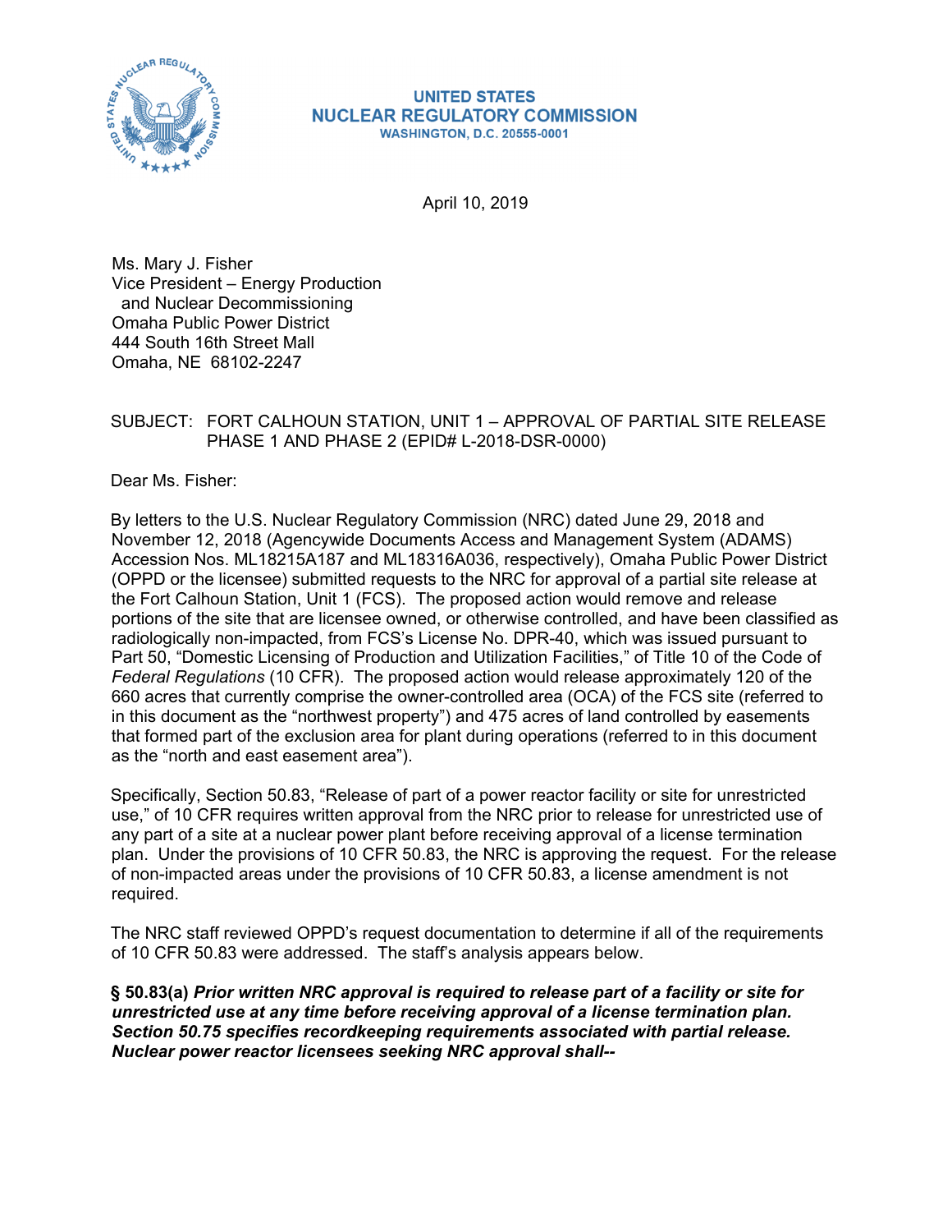UNITED STATES
NUCLEAR REGULATORY COMMISSION
WASHINGTON, D.C. 20555-0001

April 10, 2019

Ms. Mary J. Fisher
Vice President – Energy Production
and Nuclear Decommissioning
Omaha Public Power District
444 South 16th Street Mall
Omaha, NE 68102-2247

SUBJECT: FORT CALHOUN STATION, UNIT 1 – APPROVAL OF PARTIAL SITE RELEASE PHASE 1 AND PHASE 2 (EPID# L-2018-DSR-0000)

Dear Ms. Fisher:

By letters to the U.S. Nuclear Regulatory Commission (NRC) dated June 29, 2018 and November 12, 2018 (Agencywide Documents Access and Management System (ADAMS) Accession Nos. ML18215A187 and ML18316A036, respectively), Omaha Public Power District (OPPD or the licensee) submitted requests to the NRC for approval of a partial site release at the Fort Calhoun Station, Unit 1 (FCS). The proposed action would remove and release portions of the site that are licensee owned, or otherwise controlled, and have been classified as radiologically non-impacted, from FCS's License No. DPR-40, which was issued pursuant to Part 50, "Domestic Licensing of Production and Utilization Facilities," of Title 10 of the Code of *Federal Regulations* (10 CFR). The proposed action would release approximately 120 of the 660 acres that currently comprise the owner-controlled area (OCA) of the FCS site (referred to in this document as the "northwest property") and 475 acres of land controlled by easements that formed part of the exclusion area for plant during operations (referred to in this document as the "north and east easement area").

Specifically, Section 50.83, "Release of part of a power reactor facility or site for unrestricted use," of 10 CFR requires written approval from the NRC prior to release for unrestricted use of any part of a site at a nuclear power plant before receiving approval of a license termination plan. Under the provisions of 10 CFR 50.83, the NRC is approving the request. For the release of non-impacted areas under the provisions of 10 CFR 50.83, a license amendment is not required.

The NRC staff reviewed OPPD's request documentation to determine if all of the requirements of 10 CFR 50.83 were addressed. The staff's analysis appears below.

**§ 50.83(a)** ***Prior written NRC approval is required to release part of a facility or site for unrestricted use at any time before receiving approval of a license termination plan. Section 50.75 specifies recordkeeping requirements associated with partial release. Nuclear power reactor licensees seeking NRC approval shall--***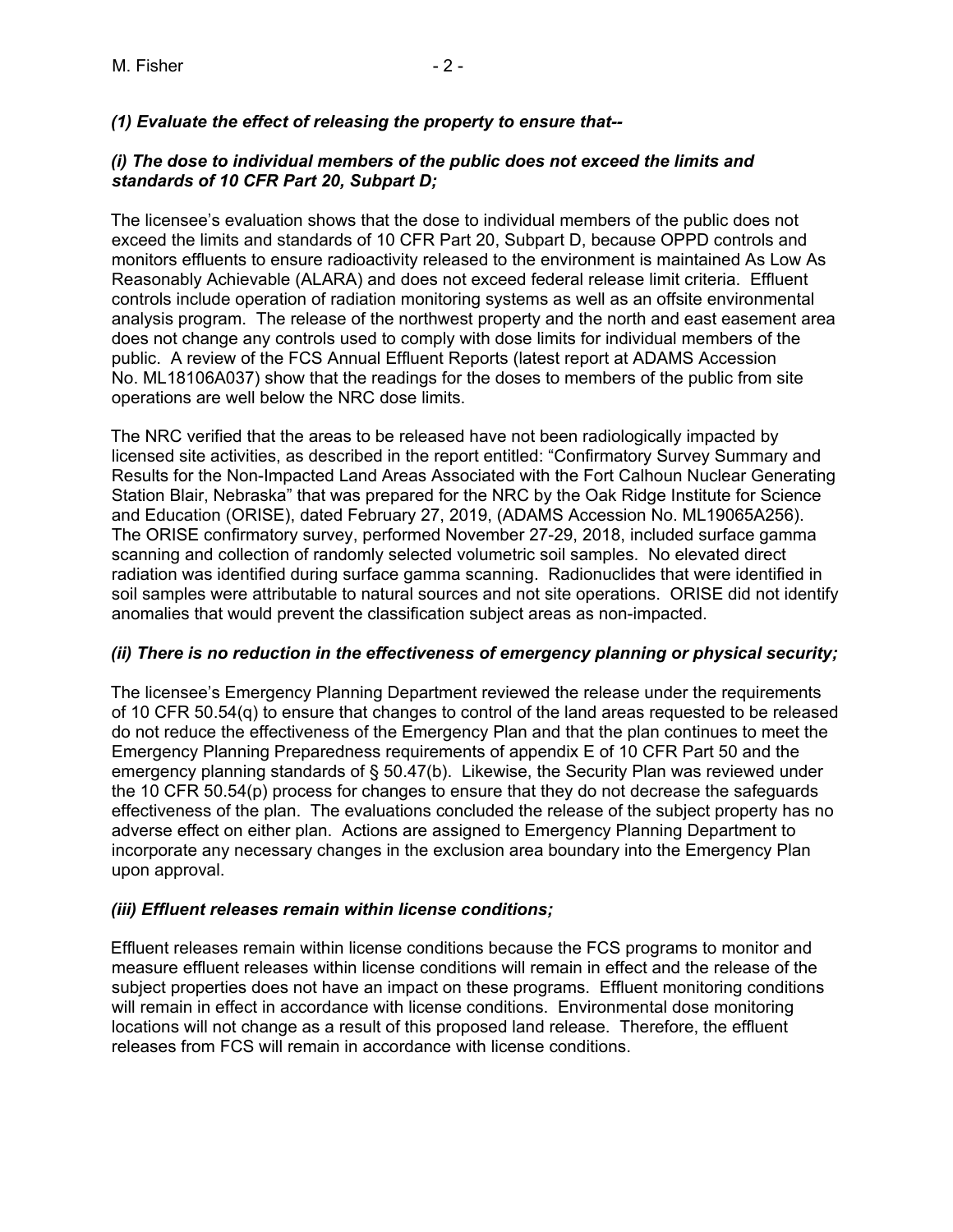***(1) Evaluate the effect of releasing the property to ensure that--***

***(i) The dose to individual members of the public does not exceed the limits and standards of 10 CFR Part 20, Subpart D;***

The licensee's evaluation shows that the dose to individual members of the public does not exceed the limits and standards of 10 CFR Part 20, Subpart D, because OPPD controls and monitors effluents to ensure radioactivity released to the environment is maintained As Low As Reasonably Achievable (ALARA) and does not exceed federal release limit criteria. Effluent controls include operation of radiation monitoring systems as well as an offsite environmental analysis program. The release of the northwest property and the north and east easement area does not change any controls used to comply with dose limits for individual members of the public. A review of the FCS Annual Effluent Reports (latest report at ADAMS Accession No. ML18106A037) show that the readings for the doses to members of the public from site operations are well below the NRC dose limits.

The NRC verified that the areas to be released have not been radiologically impacted by licensed site activities, as described in the report entitled: "Confirmatory Survey Summary and Results for the Non-Impacted Land Areas Associated with the Fort Calhoun Nuclear Generating Station Blair, Nebraska" that was prepared for the NRC by the Oak Ridge Institute for Science and Education (ORISE), dated February 27, 2019, (ADAMS Accession No. ML19065A256). The ORISE confirmatory survey, performed November 27-29, 2018, included surface gamma scanning and collection of randomly selected volumetric soil samples. No elevated direct radiation was identified during surface gamma scanning. Radionuclides that were identified in soil samples were attributable to natural sources and not site operations. ORISE did not identify anomalies that would prevent the classification subject areas as non-impacted.

***(ii) There is no reduction in the effectiveness of emergency planning or physical security;***

The licensee's Emergency Planning Department reviewed the release under the requirements of 10 CFR 50.54(q) to ensure that changes to control of the land areas requested to be released do not reduce the effectiveness of the Emergency Plan and that the plan continues to meet the Emergency Planning Preparedness requirements of appendix E of 10 CFR Part 50 and the emergency planning standards of § 50.47(b). Likewise, the Security Plan was reviewed under the 10 CFR 50.54(p) process for changes to ensure that they do not decrease the safeguards effectiveness of the plan. The evaluations concluded the release of the subject property has no adverse effect on either plan. Actions are assigned to Emergency Planning Department to incorporate any necessary changes in the exclusion area boundary into the Emergency Plan upon approval.

***(iii) Effluent releases remain within license conditions;***

Effluent releases remain within license conditions because the FCS programs to monitor and measure effluent releases within license conditions will remain in effect and the release of the subject properties does not have an impact on these programs. Effluent monitoring conditions will remain in effect in accordance with license conditions. Environmental dose monitoring locations will not change as a result of this proposed land release. Therefore, the effluent releases from FCS will remain in accordance with license conditions.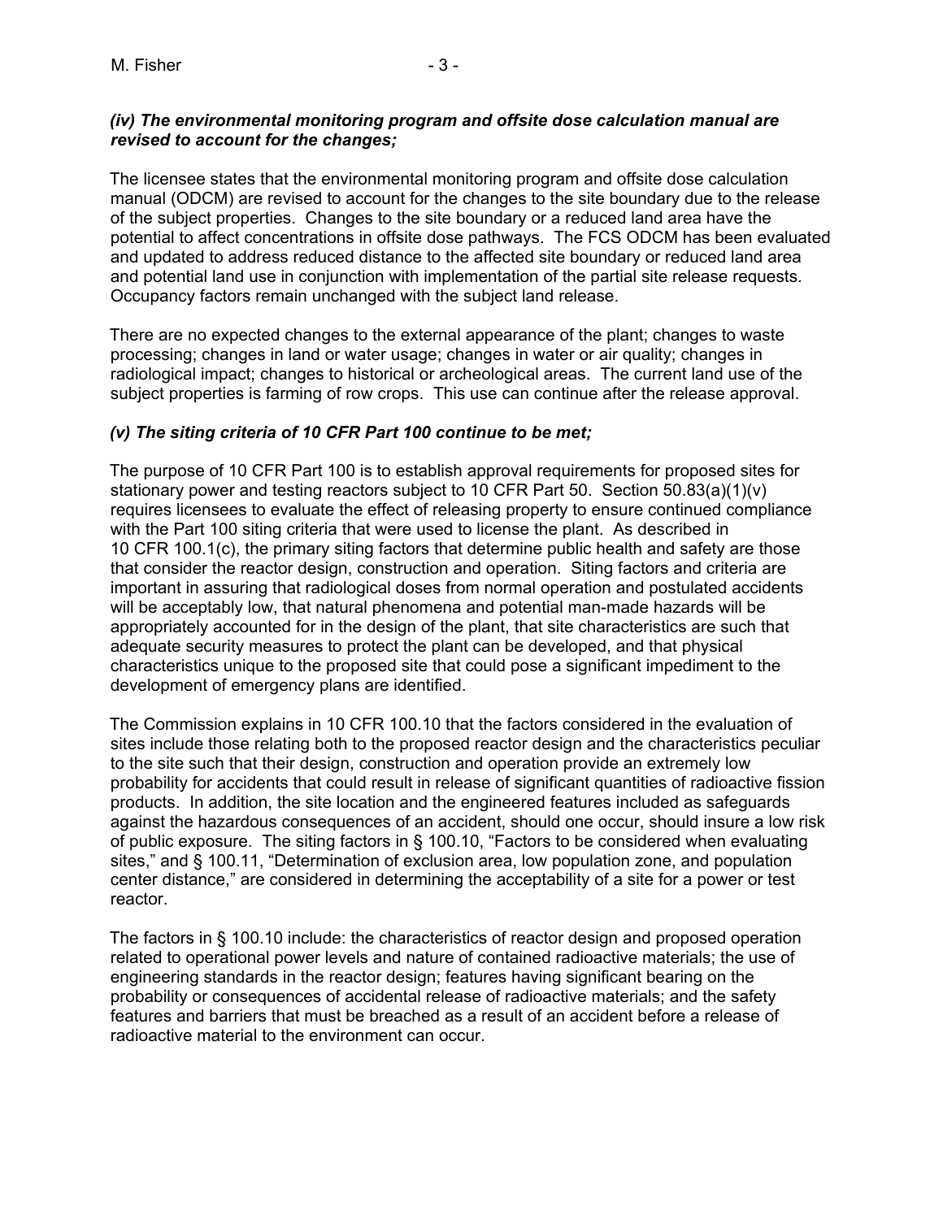***(iv) The environmental monitoring program and offsite dose calculation manual are revised to account for the changes;***

The licensee states that the environmental monitoring program and offsite dose calculation manual (ODCM) are revised to account for the changes to the site boundary due to the release of the subject properties. Changes to the site boundary or a reduced land area have the potential to affect concentrations in offsite dose pathways. The FCS ODCM has been evaluated and updated to address reduced distance to the affected site boundary or reduced land area and potential land use in conjunction with implementation of the partial site release requests. Occupancy factors remain unchanged with the subject land release.

There are no expected changes to the external appearance of the plant; changes to waste processing; changes in land or water usage; changes in water or air quality; changes in radiological impact; changes to historical or archeological areas. The current land use of the subject properties is farming of row crops. This use can continue after the release approval.

***(v) The siting criteria of 10 CFR Part 100 continue to be met;***

The purpose of 10 CFR Part 100 is to establish approval requirements for proposed sites for stationary power and testing reactors subject to 10 CFR Part 50. Section 50.83(a)(1)(v) requires licensees to evaluate the effect of releasing property to ensure continued compliance with the Part 100 siting criteria that were used to license the plant. As described in 10 CFR 100.1(c), the primary siting factors that determine public health and safety are those that consider the reactor design, construction and operation. Siting factors and criteria are important in assuring that radiological doses from normal operation and postulated accidents will be acceptably low, that natural phenomena and potential man-made hazards will be appropriately accounted for in the design of the plant, that site characteristics are such that adequate security measures to protect the plant can be developed, and that physical characteristics unique to the proposed site that could pose a significant impediment to the development of emergency plans are identified.

The Commission explains in 10 CFR 100.10 that the factors considered in the evaluation of sites include those relating both to the proposed reactor design and the characteristics peculiar to the site such that their design, construction and operation provide an extremely low probability for accidents that could result in release of significant quantities of radioactive fission products. In addition, the site location and the engineered features included as safeguards against the hazardous consequences of an accident, should one occur, should insure a low risk of public exposure. The siting factors in § 100.10, "Factors to be considered when evaluating sites," and § 100.11, "Determination of exclusion area, low population zone, and population center distance," are considered in determining the acceptability of a site for a power or test reactor.

The factors in § 100.10 include: the characteristics of reactor design and proposed operation related to operational power levels and nature of contained radioactive materials; the use of engineering standards in the reactor design; features having significant bearing on the probability or consequences of accidental release of radioactive materials; and the safety features and barriers that must be breached as a result of an accident before a release of radioactive material to the environment can occur.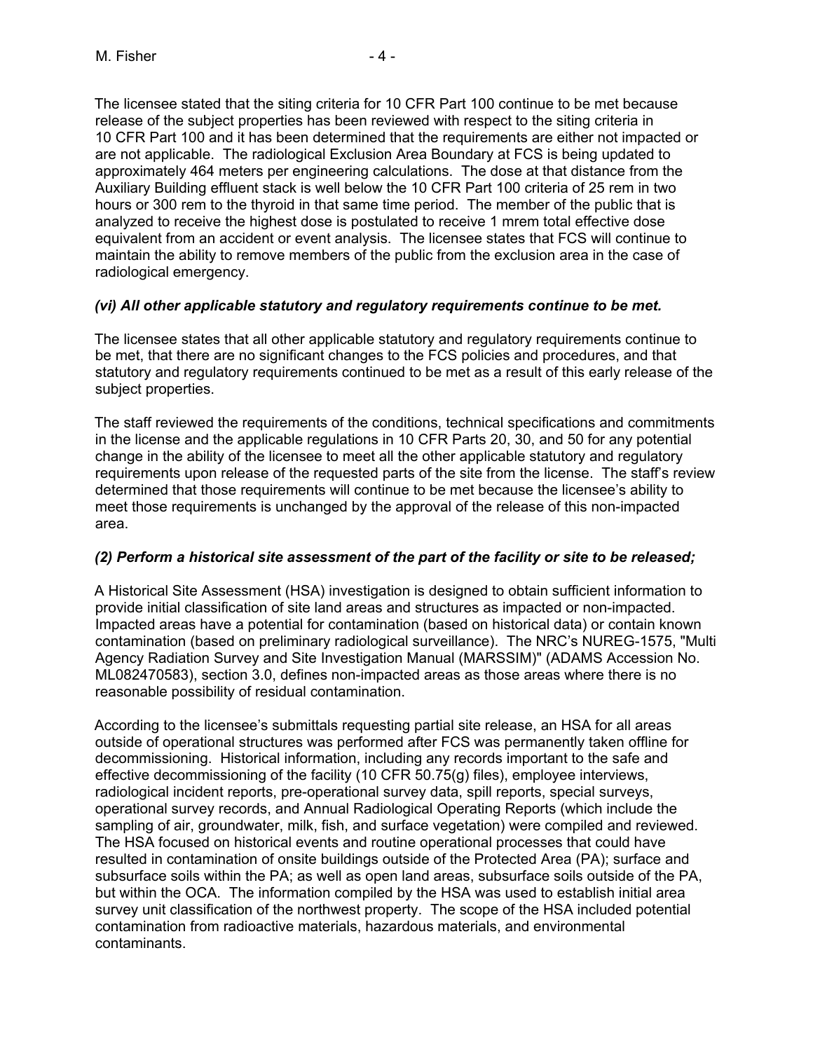The licensee stated that the siting criteria for 10 CFR Part 100 continue to be met because release of the subject properties has been reviewed with respect to the siting criteria in 10 CFR Part 100 and it has been determined that the requirements are either not impacted or are not applicable. The radiological Exclusion Area Boundary at FCS is being updated to approximately 464 meters per engineering calculations. The dose at that distance from the Auxiliary Building effluent stack is well below the 10 CFR Part 100 criteria of 25 rem in two hours or 300 rem to the thyroid in that same time period. The member of the public that is analyzed to receive the highest dose is postulated to receive 1 mrem total effective dose equivalent from an accident or event analysis. The licensee states that FCS will continue to maintain the ability to remove members of the public from the exclusion area in the case of radiological emergency.

***(vi) All other applicable statutory and regulatory requirements continue to be met.***

The licensee states that all other applicable statutory and regulatory requirements continue to be met, that there are no significant changes to the FCS policies and procedures, and that statutory and regulatory requirements continued to be met as a result of this early release of the subject properties.

The staff reviewed the requirements of the conditions, technical specifications and commitments in the license and the applicable regulations in 10 CFR Parts 20, 30, and 50 for any potential change in the ability of the licensee to meet all the other applicable statutory and regulatory requirements upon release of the requested parts of the site from the license. The staff's review determined that those requirements will continue to be met because the licensee's ability to meet those requirements is unchanged by the approval of the release of this non-impacted area.

***(2) Perform a historical site assessment of the part of the facility or site to be released;***

A Historical Site Assessment (HSA) investigation is designed to obtain sufficient information to provide initial classification of site land areas and structures as impacted or non-impacted. Impacted areas have a potential for contamination (based on historical data) or contain known contamination (based on preliminary radiological surveillance). The NRC's NUREG-1575, "Multi Agency Radiation Survey and Site Investigation Manual (MARSSIM)" (ADAMS Accession No. ML082470583), section 3.0, defines non-impacted areas as those areas where there is no reasonable possibility of residual contamination.

According to the licensee's submittals requesting partial site release, an HSA for all areas outside of operational structures was performed after FCS was permanently taken offline for decommissioning. Historical information, including any records important to the safe and effective decommissioning of the facility (10 CFR 50.75(g) files), employee interviews, radiological incident reports, pre-operational survey data, spill reports, special surveys, operational survey records, and Annual Radiological Operating Reports (which include the sampling of air, groundwater, milk, fish, and surface vegetation) were compiled and reviewed. The HSA focused on historical events and routine operational processes that could have resulted in contamination of onsite buildings outside of the Protected Area (PA); surface and subsurface soils within the PA; as well as open land areas, subsurface soils outside of the PA, but within the OCA. The information compiled by the HSA was used to establish initial area survey unit classification of the northwest property. The scope of the HSA included potential contamination from radioactive materials, hazardous materials, and environmental contaminants.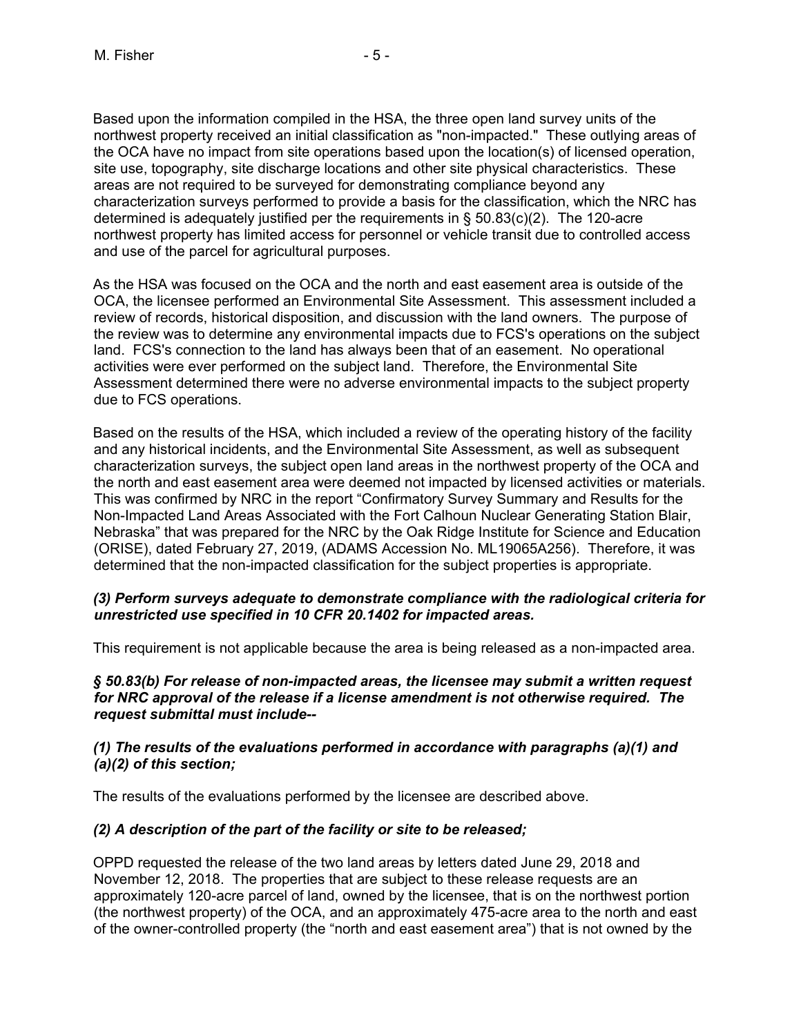Based upon the information compiled in the HSA, the three open land survey units of the northwest property received an initial classification as "non-impacted." These outlying areas of the OCA have no impact from site operations based upon the location(s) of licensed operation, site use, topography, site discharge locations and other site physical characteristics. These areas are not required to be surveyed for demonstrating compliance beyond any characterization surveys performed to provide a basis for the classification, which the NRC has determined is adequately justified per the requirements in § 50.83(c)(2). The 120-acre northwest property has limited access for personnel or vehicle transit due to controlled access and use of the parcel for agricultural purposes.

As the HSA was focused on the OCA and the north and east easement area is outside of the OCA, the licensee performed an Environmental Site Assessment. This assessment included a review of records, historical disposition, and discussion with the land owners. The purpose of the review was to determine any environmental impacts due to FCS's operations on the subject land. FCS's connection to the land has always been that of an easement. No operational activities were ever performed on the subject land. Therefore, the Environmental Site Assessment determined there were no adverse environmental impacts to the subject property due to FCS operations.

Based on the results of the HSA, which included a review of the operating history of the facility and any historical incidents, and the Environmental Site Assessment, as well as subsequent characterization surveys, the subject open land areas in the northwest property of the OCA and the north and east easement area were deemed not impacted by licensed activities or materials. This was confirmed by NRC in the report "Confirmatory Survey Summary and Results for the Non-Impacted Land Areas Associated with the Fort Calhoun Nuclear Generating Station Blair, Nebraska" that was prepared for the NRC by the Oak Ridge Institute for Science and Education (ORISE), dated February 27, 2019, (ADAMS Accession No. ML19065A256). Therefore, it was determined that the non-impacted classification for the subject properties is appropriate.

***(3) Perform surveys adequate to demonstrate compliance with the radiological criteria for unrestricted use specified in 10 CFR 20.1402 for impacted areas.***

This requirement is not applicable because the area is being released as a non-impacted area.

***§ 50.83(b) For release of non-impacted areas, the licensee may submit a written request for NRC approval of the release if a license amendment is not otherwise required. The request submittal must include--***

***(1) The results of the evaluations performed in accordance with paragraphs (a)(1) and (a)(2) of this section;***

The results of the evaluations performed by the licensee are described above.

***(2) A description of the part of the facility or site to be released;***

OPPD requested the release of the two land areas by letters dated June 29, 2018 and November 12, 2018. The properties that are subject to these release requests are an approximately 120-acre parcel of land, owned by the licensee, that is on the northwest portion (the northwest property) of the OCA, and an approximately 475-acre area to the north and east of the owner-controlled property (the "north and east easement area") that is not owned by the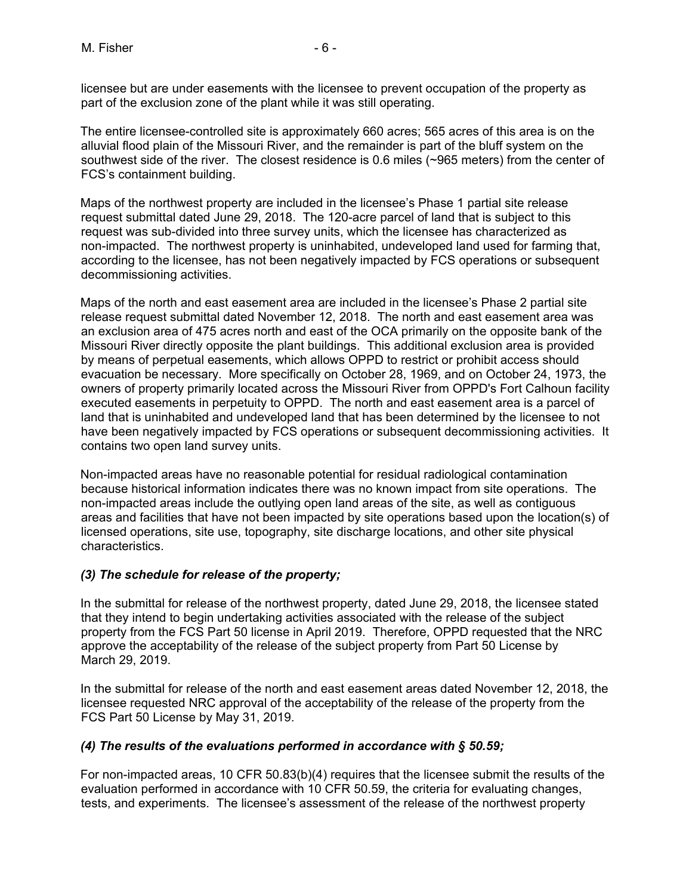licensee but are under easements with the licensee to prevent occupation of the property as part of the exclusion zone of the plant while it was still operating.

The entire licensee-controlled site is approximately 660 acres; 565 acres of this area is on the alluvial flood plain of the Missouri River, and the remainder is part of the bluff system on the southwest side of the river. The closest residence is 0.6 miles (~965 meters) from the center of FCS's containment building.

Maps of the northwest property are included in the licensee's Phase 1 partial site release request submittal dated June 29, 2018. The 120-acre parcel of land that is subject to this request was sub-divided into three survey units, which the licensee has characterized as non-impacted. The northwest property is uninhabited, undeveloped land used for farming that, according to the licensee, has not been negatively impacted by FCS operations or subsequent decommissioning activities.

Maps of the north and east easement area are included in the licensee's Phase 2 partial site release request submittal dated November 12, 2018. The north and east easement area was an exclusion area of 475 acres north and east of the OCA primarily on the opposite bank of the Missouri River directly opposite the plant buildings. This additional exclusion area is provided by means of perpetual easements, which allows OPPD to restrict or prohibit access should evacuation be necessary. More specifically on October 28, 1969, and on October 24, 1973, the owners of property primarily located across the Missouri River from OPPD's Fort Calhoun facility executed easements in perpetuity to OPPD. The north and east easement area is a parcel of land that is uninhabited and undeveloped land that has been determined by the licensee to not have been negatively impacted by FCS operations or subsequent decommissioning activities. It contains two open land survey units.

Non-impacted areas have no reasonable potential for residual radiological contamination because historical information indicates there was no known impact from site operations. The non-impacted areas include the outlying open land areas of the site, as well as contiguous areas and facilities that have not been impacted by site operations based upon the location(s) of licensed operations, site use, topography, site discharge locations, and other site physical characteristics.

### *(3) The schedule for release of the property;*

In the submittal for release of the northwest property, dated June 29, 2018, the licensee stated that they intend to begin undertaking activities associated with the release of the subject property from the FCS Part 50 license in April 2019. Therefore, OPPD requested that the NRC approve the acceptability of the release of the subject property from Part 50 License by March 29, 2019.

In the submittal for release of the north and east easement areas dated November 12, 2018, the licensee requested NRC approval of the acceptability of the release of the property from the FCS Part 50 License by May 31, 2019.

### *(4) The results of the evaluations performed in accordance with § 50.59;*

For non-impacted areas, 10 CFR 50.83(b)(4) requires that the licensee submit the results of the evaluation performed in accordance with 10 CFR 50.59, the criteria for evaluating changes, tests, and experiments. The licensee's assessment of the release of the northwest property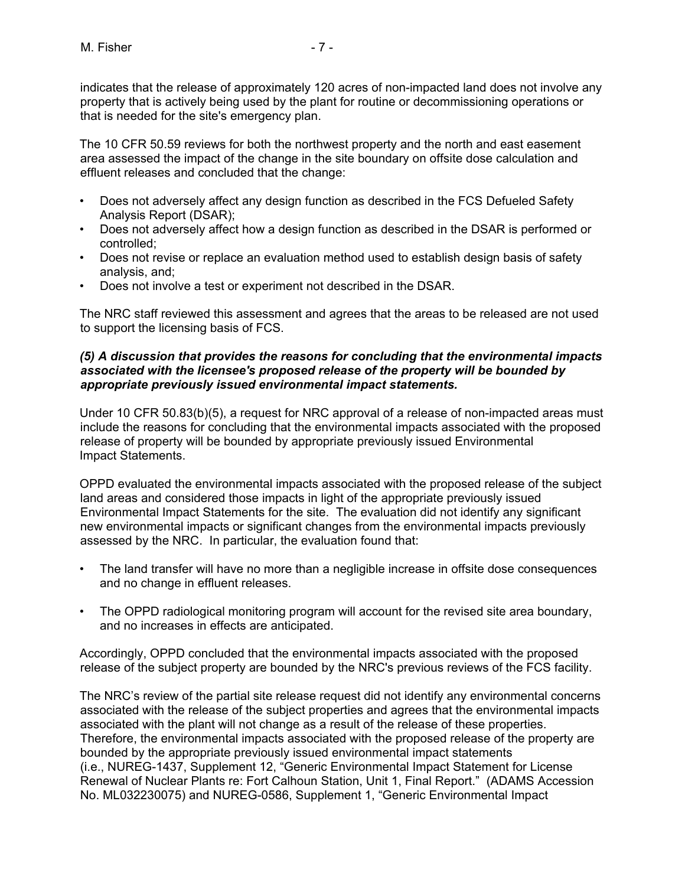indicates that the release of approximately 120 acres of non-impacted land does not involve any property that is actively being used by the plant for routine or decommissioning operations or that is needed for the site's emergency plan.

The 10 CFR 50.59 reviews for both the northwest property and the north and east easement area assessed the impact of the change in the site boundary on offsite dose calculation and effluent releases and concluded that the change:

- Does not adversely affect any design function as described in the FCS Defueled Safety Analysis Report (DSAR);
- Does not adversely affect how a design function as described in the DSAR is performed or controlled;
- Does not revise or replace an evaluation method used to establish design basis of safety analysis, and;
- Does not involve a test or experiment not described in the DSAR.

The NRC staff reviewed this assessment and agrees that the areas to be released are not used to support the licensing basis of FCS.

***(5) A discussion that provides the reasons for concluding that the environmental impacts associated with the licensee's proposed release of the property will be bounded by appropriate previously issued environmental impact statements.***

Under 10 CFR 50.83(b)(5), a request for NRC approval of a release of non-impacted areas must include the reasons for concluding that the environmental impacts associated with the proposed release of property will be bounded by appropriate previously issued Environmental Impact Statements.

OPPD evaluated the environmental impacts associated with the proposed release of the subject land areas and considered those impacts in light of the appropriate previously issued Environmental Impact Statements for the site. The evaluation did not identify any significant new environmental impacts or significant changes from the environmental impacts previously assessed by the NRC. In particular, the evaluation found that:

- The land transfer will have no more than a negligible increase in offsite dose consequences and no change in effluent releases.

- The OPPD radiological monitoring program will account for the revised site area boundary, and no increases in effects are anticipated.

Accordingly, OPPD concluded that the environmental impacts associated with the proposed release of the subject property are bounded by the NRC's previous reviews of the FCS facility.

The NRC's review of the partial site release request did not identify any environmental concerns associated with the release of the subject properties and agrees that the environmental impacts associated with the plant will not change as a result of the release of these properties. Therefore, the environmental impacts associated with the proposed release of the property are bounded by the appropriate previously issued environmental impact statements (i.e., NUREG-1437, Supplement 12, "Generic Environmental Impact Statement for License Renewal of Nuclear Plants re: Fort Calhoun Station, Unit 1, Final Report." (ADAMS Accession No. ML032230075) and NUREG-0586, Supplement 1, "Generic Environmental Impact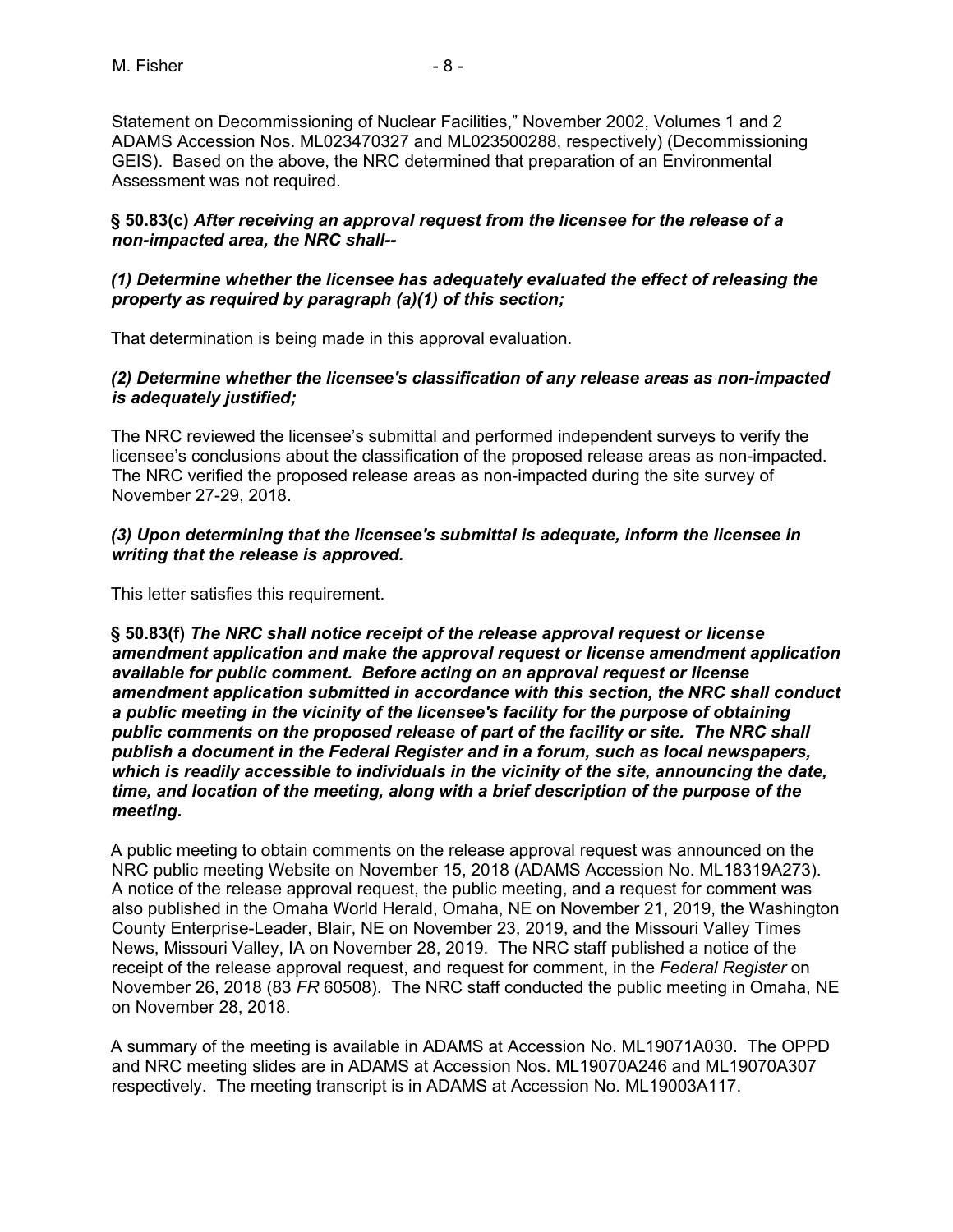Statement on Decommissioning of Nuclear Facilities," November 2002, Volumes 1 and 2 ADAMS Accession Nos. ML023470327 and ML023500288, respectively) (Decommissioning GEIS). Based on the above, the NRC determined that preparation of an Environmental Assessment was not required.

**§ 50.83(c)** ***After receiving an approval request from the licensee for the release of a non-impacted area, the NRC shall--***

***(1) Determine whether the licensee has adequately evaluated the effect of releasing the property as required by paragraph (a)(1) of this section;***

That determination is being made in this approval evaluation.

***(2) Determine whether the licensee's classification of any release areas as non-impacted is adequately justified;***

The NRC reviewed the licensee's submittal and performed independent surveys to verify the licensee's conclusions about the classification of the proposed release areas as non-impacted. The NRC verified the proposed release areas as non-impacted during the site survey of November 27-29, 2018.

***(3) Upon determining that the licensee's submittal is adequate, inform the licensee in writing that the release is approved.***

This letter satisfies this requirement.

**§ 50.83(f)** ***The NRC shall notice receipt of the release approval request or license amendment application and make the approval request or license amendment application available for public comment. Before acting on an approval request or license amendment application submitted in accordance with this section, the NRC shall conduct a public meeting in the vicinity of the licensee's facility for the purpose of obtaining public comments on the proposed release of part of the facility or site. The NRC shall publish a document in the Federal Register and in a forum, such as local newspapers, which is readily accessible to individuals in the vicinity of the site, announcing the date, time, and location of the meeting, along with a brief description of the purpose of the meeting.***

A public meeting to obtain comments on the release approval request was announced on the NRC public meeting Website on November 15, 2018 (ADAMS Accession No. ML18319A273). A notice of the release approval request, the public meeting, and a request for comment was also published in the Omaha World Herald, Omaha, NE on November 21, 2019, the Washington County Enterprise-Leader, Blair, NE on November 23, 2019, and the Missouri Valley Times News, Missouri Valley, IA on November 28, 2019. The NRC staff published a notice of the receipt of the release approval request, and request for comment, in the *Federal Register* on November 26, 2018 (83 *FR* 60508). The NRC staff conducted the public meeting in Omaha, NE on November 28, 2018.

A summary of the meeting is available in ADAMS at Accession No. ML19071A030. The OPPD and NRC meeting slides are in ADAMS at Accession Nos. ML19070A246 and ML19070A307 respectively. The meeting transcript is in ADAMS at Accession No. ML19003A117.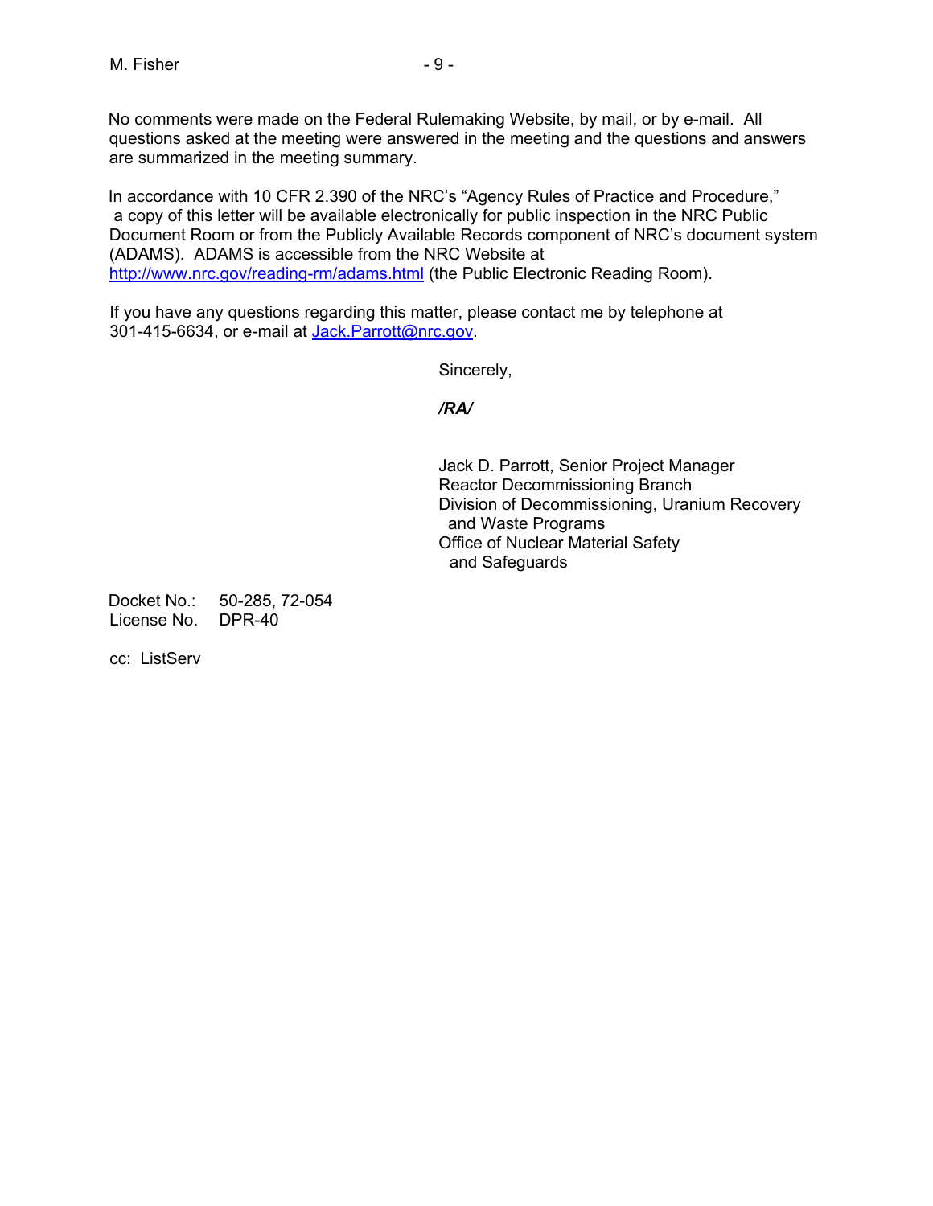No comments were made on the Federal Rulemaking Website, by mail, or by e-mail. All questions asked at the meeting were answered in the meeting and the questions and answers are summarized in the meeting summary.

In accordance with 10 CFR 2.390 of the NRC's "Agency Rules of Practice and Procedure," a copy of this letter will be available electronically for public inspection in the NRC Public Document Room or from the Publicly Available Records component of NRC's document system (ADAMS). ADAMS is accessible from the NRC Website at http://www.nrc.gov/reading-rm/adams.html (the Public Electronic Reading Room).

If you have any questions regarding this matter, please contact me by telephone at 301-415-6634, or e-mail at Jack.Parrott@nrc.gov.

Sincerely,

*/RA/*

Jack D. Parrott, Senior Project Manager
Reactor Decommissioning Branch
Division of Decommissioning, Uranium Recovery and Waste Programs
Office of Nuclear Material Safety and Safeguards

Docket No.: 50-285, 72-054
License No. DPR-40

cc: ListServ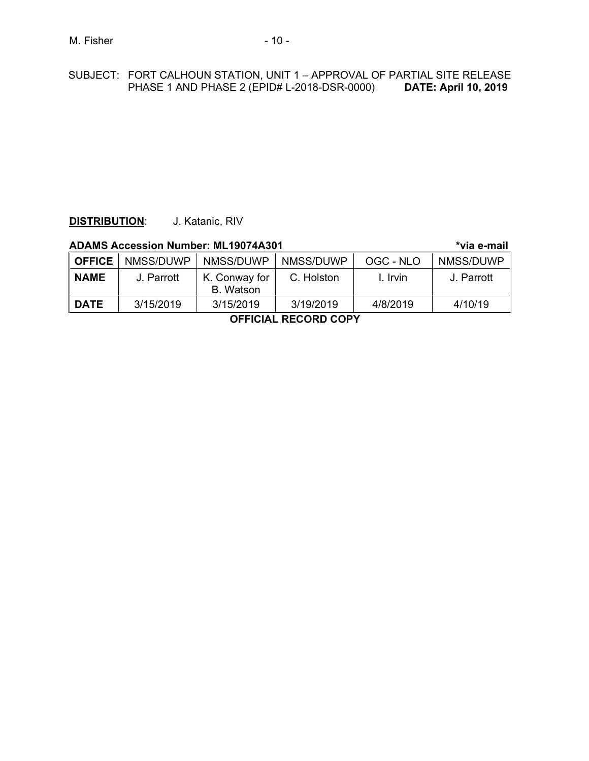SUBJECT: FORT CALHOUN STATION, UNIT 1 – APPROVAL OF PARTIAL SITE RELEASE PHASE 1 AND PHASE 2 (EPID# L-2018-DSR-0000) **DATE: April 10, 2019**

**DISTRIBUTION**: J. Katanic, RIV

**ADAMS Accession Number: ML19074A301** **\*via e-mail**

| **OFFICE** | NMSS/DUWP | NMSS/DUWP | NMSS/DUWP | OGC - NLO | NMSS/DUWP |
|---|---|---|---|---|---|
| **NAME** | J. Parrott | K. Conway for B. Watson | C. Holston | I. Irvin | J. Parrott |
| **DATE** | 3/15/2019 | 3/15/2019 | 3/19/2019 | 4/8/2019 | 4/10/19 |

**OFFICIAL RECORD COPY**